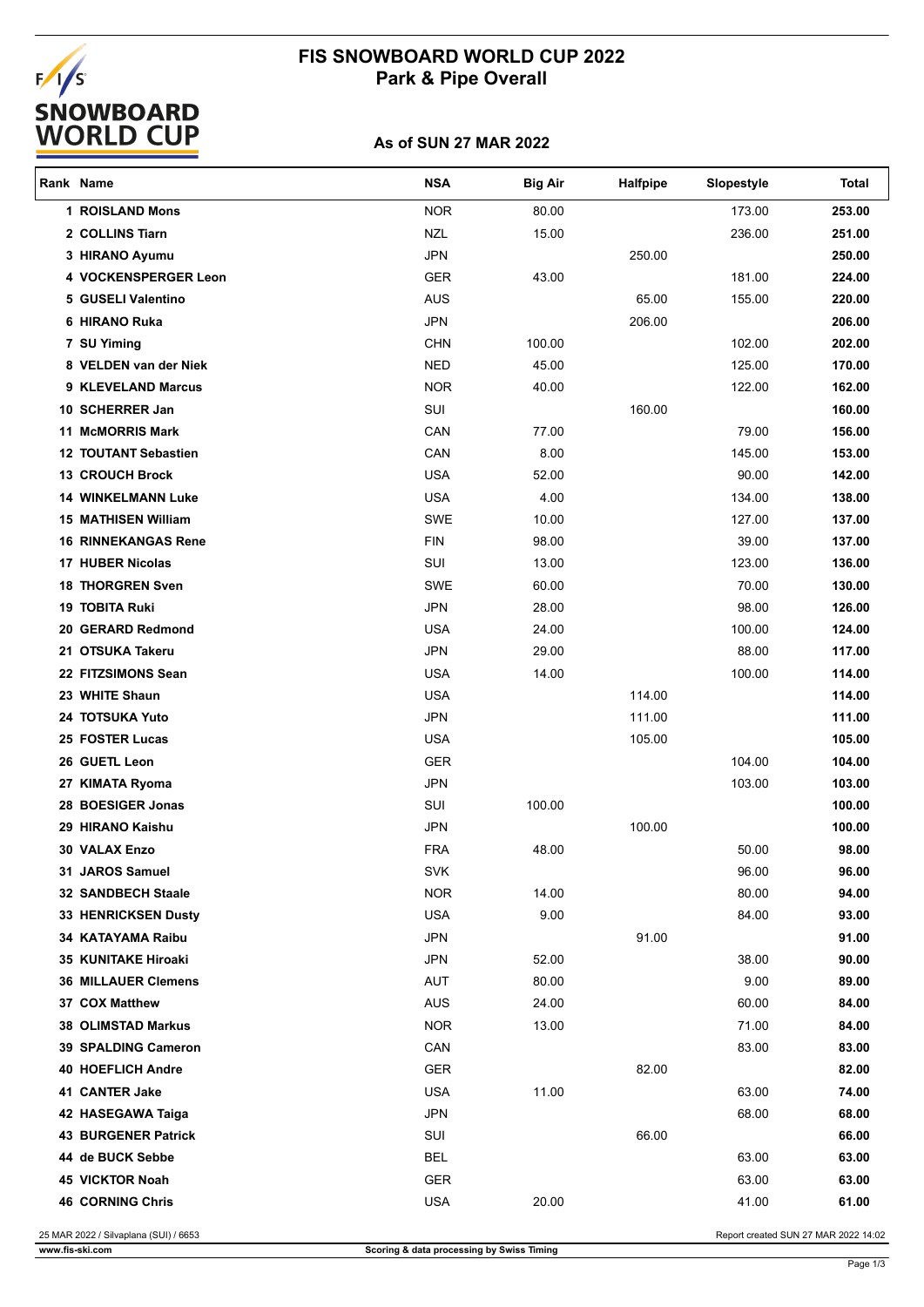# FIS SNOWBOARD WORLD CUP 2022
## Park & Pipe Overall

### As of SUN 27 MAR 2022

| Rank | Name | NSA | Big Air | Halfpipe | Slopestyle | Total |
|---|---|---|---|---|---|---|
| 1 | ROISLAND Mons | NOR | 80.00 | | 173.00 | **253.00** |
| 2 | COLLINS Tiarn | NZL | 15.00 | | 236.00 | **251.00** |
| 3 | HIRANO Ayumu | JPN | | 250.00 | | **250.00** |
| 4 | VOCKENSPERGER Leon | GER | 43.00 | | 181.00 | **224.00** |
| 5 | GUSELI Valentino | AUS | | 65.00 | 155.00 | **220.00** |
| 6 | HIRANO Ruka | JPN | | 206.00 | | **206.00** |
| 7 | SU Yiming | CHN | 100.00 | | 102.00 | **202.00** |
| 8 | VELDEN van der Niek | NED | 45.00 | | 125.00 | **170.00** |
| 9 | KLEVELAND Marcus | NOR | 40.00 | | 122.00 | **162.00** |
| 10 | SCHERRER Jan | SUI | | 160.00 | | **160.00** |
| 11 | McMORRIS Mark | CAN | 77.00 | | 79.00 | **156.00** |
| 12 | TOUTANT Sebastien | CAN | 8.00 | | 145.00 | **153.00** |
| 13 | CROUCH Brock | USA | 52.00 | | 90.00 | **142.00** |
| 14 | WINKELMANN Luke | USA | 4.00 | | 134.00 | **138.00** |
| 15 | MATHISEN William | SWE | 10.00 | | 127.00 | **137.00** |
| 16 | RINNEKANGAS Rene | FIN | 98.00 | | 39.00 | **137.00** |
| 17 | HUBER Nicolas | SUI | 13.00 | | 123.00 | **136.00** |
| 18 | THORGREN Sven | SWE | 60.00 | | 70.00 | **130.00** |
| 19 | TOBITA Ruki | JPN | 28.00 | | 98.00 | **126.00** |
| 20 | GERARD Redmond | USA | 24.00 | | 100.00 | **124.00** |
| 21 | OTSUKA Takeru | JPN | 29.00 | | 88.00 | **117.00** |
| 22 | FITZSIMONS Sean | USA | 14.00 | | 100.00 | **114.00** |
| 23 | WHITE Shaun | USA | | 114.00 | | **114.00** |
| 24 | TOTSUKA Yuto | JPN | | 111.00 | | **111.00** |
| 25 | FOSTER Lucas | USA | | 105.00 | | **105.00** |
| 26 | GUETL Leon | GER | | | 104.00 | **104.00** |
| 27 | KIMATA Ryoma | JPN | | | 103.00 | **103.00** |
| 28 | BOESIGER Jonas | SUI | 100.00 | | | **100.00** |
| 29 | HIRANO Kaishu | JPN | | 100.00 | | **100.00** |
| 30 | VALAX Enzo | FRA | 48.00 | | 50.00 | **98.00** |
| 31 | JAROS Samuel | SVK | | | 96.00 | **96.00** |
| 32 | SANDBECH Staale | NOR | 14.00 | | 80.00 | **94.00** |
| 33 | HENRICKSEN Dusty | USA | 9.00 | | 84.00 | **93.00** |
| 34 | KATAYAMA Raibu | JPN | | 91.00 | | **91.00** |
| 35 | KUNITAKE Hiroaki | JPN | 52.00 | | 38.00 | **90.00** |
| 36 | MILLAUER Clemens | AUT | 80.00 | | 9.00 | **89.00** |
| 37 | COX Matthew | AUS | 24.00 | | 60.00 | **84.00** |
| 38 | OLIMSTAD Markus | NOR | 13.00 | | 71.00 | **84.00** |
| 39 | SPALDING Cameron | CAN | | | 83.00 | **83.00** |
| 40 | HOEFLICH Andre | GER | | 82.00 | | **82.00** |
| 41 | CANTER Jake | USA | 11.00 | | 63.00 | **74.00** |
| 42 | HASEGAWA Taiga | JPN | | | 68.00 | **68.00** |
| 43 | BURGENER Patrick | SUI | | 66.00 | | **66.00** |
| 44 | de BUCK Sebbe | BEL | | | 63.00 | **63.00** |
| 45 | VICKTOR Noah | GER | | | 63.00 | **63.00** |
| 46 | CORNING Chris | USA | 20.00 | | 41.00 | **61.00** |

25 MAR 2022 / Silvaplana (SUI) / 6653

Report created SUN 27 MAR 2022 14:02

www.fis-ski.com

Scoring & data processing by Swiss Timing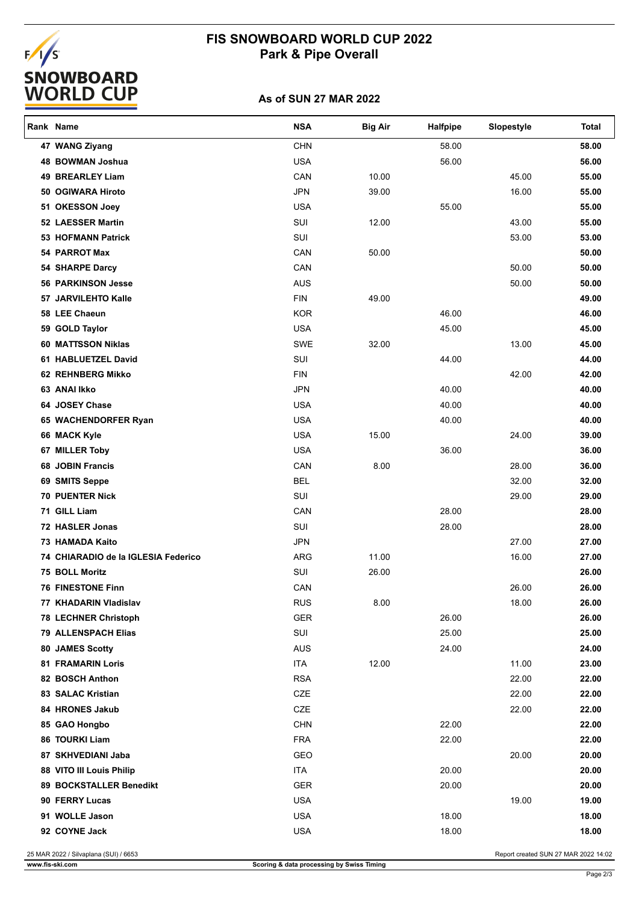# FIS SNOWBOARD WORLD CUP 2022
## Park & Pipe Overall

### As of SUN 27 MAR 2022

| Rank | Name | NSA | Big Air | Halfpipe | Slopestyle | Total |
|---|---|---|---|---|---|---|
| 47 | WANG Ziyang | CHN | | 58.00 | | 58.00 |
| 48 | BOWMAN Joshua | USA | | 56.00 | | 56.00 |
| 49 | BREARLEY Liam | CAN | 10.00 | | 45.00 | 55.00 |
| 50 | OGIWARA Hiroto | JPN | 39.00 | | 16.00 | 55.00 |
| 51 | OKESSON Joey | USA | | 55.00 | | 55.00 |
| 52 | LAESSER Martin | SUI | 12.00 | | 43.00 | 55.00 |
| 53 | HOFMANN Patrick | SUI | | | 53.00 | 53.00 |
| 54 | PARROT Max | CAN | 50.00 | | | 50.00 |
| 54 | SHARPE Darcy | CAN | | | 50.00 | 50.00 |
| 56 | PARKINSON Jesse | AUS | | | 50.00 | 50.00 |
| 57 | JARVILEHTO Kalle | FIN | 49.00 | | | 49.00 |
| 58 | LEE Chaeun | KOR | | 46.00 | | 46.00 |
| 59 | GOLD Taylor | USA | | 45.00 | | 45.00 |
| 60 | MATTSSON Niklas | SWE | 32.00 | | 13.00 | 45.00 |
| 61 | HABLUETZEL David | SUI | | 44.00 | | 44.00 |
| 62 | REHNBERG Mikko | FIN | | | 42.00 | 42.00 |
| 63 | ANAI Ikko | JPN | | 40.00 | | 40.00 |
| 64 | JOSEY Chase | USA | | 40.00 | | 40.00 |
| 65 | WACHENDORFER Ryan | USA | | 40.00 | | 40.00 |
| 66 | MACK Kyle | USA | 15.00 | | 24.00 | 39.00 |
| 67 | MILLER Toby | USA | | 36.00 | | 36.00 |
| 68 | JOBIN Francis | CAN | 8.00 | | 28.00 | 36.00 |
| 69 | SMITS Seppe | BEL | | | 32.00 | 32.00 |
| 70 | PUENTER Nick | SUI | | | 29.00 | 29.00 |
| 71 | GILL Liam | CAN | | 28.00 | | 28.00 |
| 72 | HASLER Jonas | SUI | | 28.00 | | 28.00 |
| 73 | HAMADA Kaito | JPN | | | 27.00 | 27.00 |
| 74 | CHIARADIO de la IGLESIA Federico | ARG | 11.00 | | 16.00 | 27.00 |
| 75 | BOLL Moritz | SUI | 26.00 | | | 26.00 |
| 76 | FINESTONE Finn | CAN | | | 26.00 | 26.00 |
| 77 | KHADARIN Vladislav | RUS | 8.00 | | 18.00 | 26.00 |
| 78 | LECHNER Christoph | GER | | 26.00 | | 26.00 |
| 79 | ALLENSPACH Elias | SUI | | 25.00 | | 25.00 |
| 80 | JAMES Scotty | AUS | | 24.00 | | 24.00 |
| 81 | FRAMARIN Loris | ITA | 12.00 | | 11.00 | 23.00 |
| 82 | BOSCH Anthon | RSA | | | 22.00 | 22.00 |
| 83 | SALAC Kristian | CZE | | | 22.00 | 22.00 |
| 84 | HRONES Jakub | CZE | | | 22.00 | 22.00 |
| 85 | GAO Hongbo | CHN | | 22.00 | | 22.00 |
| 86 | TOURKI Liam | FRA | | 22.00 | | 22.00 |
| 87 | SKHVEDIANI Jaba | GEO | | | 20.00 | 20.00 |
| 88 | VITO III Louis Philip | ITA | | 20.00 | | 20.00 |
| 89 | BOCKSTALLER Benedikt | GER | | 20.00 | | 20.00 |
| 90 | FERRY Lucas | USA | | | 19.00 | 19.00 |
| 91 | WOLLE Jason | USA | | 18.00 | | 18.00 |
| 92 | COYNE Jack | USA | | 18.00 | | 18.00 |

25 MAR 2022 / Silvaplana (SUI) / 6653

Report created SUN 27 MAR 2022 14:02

www.fis-ski.com

Scoring & data processing by Swiss Timing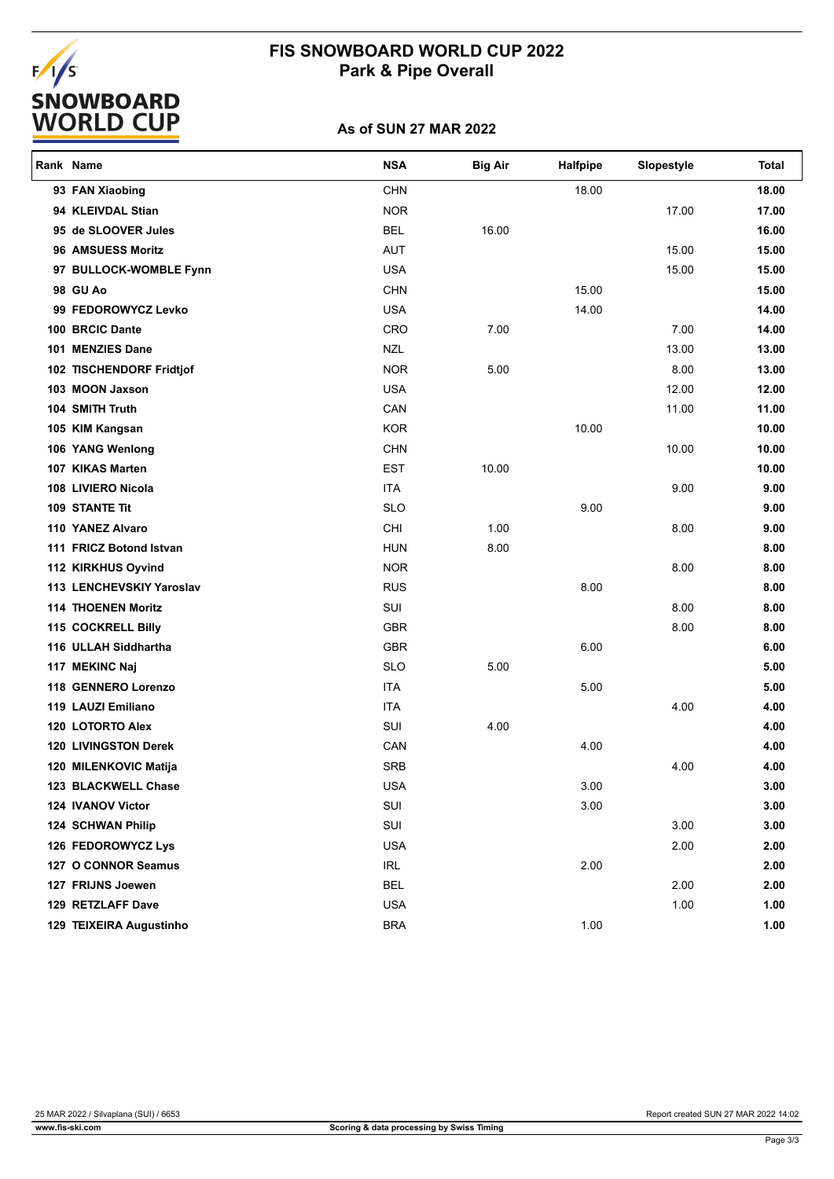# FIS SNOWBOARD WORLD CUP 2022
## Park & Pipe Overall

### As of SUN 27 MAR 2022

| Rank | Name | NSA | Big Air | Halfpipe | Slopestyle | Total |
|---|---|---|---|---|---|---|
| 93 | **FAN Xiaobing** | CHN | | 18.00 | | **18.00** |
| 94 | **KLEIVDAL Stian** | NOR | | | 17.00 | **17.00** |
| 95 | **de SLOOVER Jules** | BEL | 16.00 | | | **16.00** |
| 96 | **AMSUESS Moritz** | AUT | | | 15.00 | **15.00** |
| 97 | **BULLOCK-WOMBLE Fynn** | USA | | | 15.00 | **15.00** |
| 98 | **GU Ao** | CHN | | 15.00 | | **15.00** |
| 99 | **FEDOROWYCZ Levko** | USA | | 14.00 | | **14.00** |
| 100 | **BRCIC Dante** | CRO | 7.00 | | 7.00 | **14.00** |
| 101 | **MENZIES Dane** | NZL | | | 13.00 | **13.00** |
| 102 | **TISCHENDORF Fridtjof** | NOR | 5.00 | | 8.00 | **13.00** |
| 103 | **MOON Jaxson** | USA | | | 12.00 | **12.00** |
| 104 | **SMITH Truth** | CAN | | | 11.00 | **11.00** |
| 105 | **KIM Kangsan** | KOR | | 10.00 | | **10.00** |
| 106 | **YANG Wenlong** | CHN | | | 10.00 | **10.00** |
| 107 | **KIKAS Marten** | EST | 10.00 | | | **10.00** |
| 108 | **LIVIERO Nicola** | ITA | | | 9.00 | **9.00** |
| 109 | **STANTE Tit** | SLO | | 9.00 | | **9.00** |
| 110 | **YANEZ Alvaro** | CHI | 1.00 | | 8.00 | **9.00** |
| 111 | **FRICZ Botond Istvan** | HUN | 8.00 | | | **8.00** |
| 112 | **KIRKHUS Oyvind** | NOR | | | 8.00 | **8.00** |
| 113 | **LENCHEVSKIY Yaroslav** | RUS | | 8.00 | | **8.00** |
| 114 | **THOENEN Moritz** | SUI | | | 8.00 | **8.00** |
| 115 | **COCKRELL Billy** | GBR | | | 8.00 | **8.00** |
| 116 | **ULLAH Siddhartha** | GBR | | 6.00 | | **6.00** |
| 117 | **MEKINC Naj** | SLO | 5.00 | | | **5.00** |
| 118 | **GENNERO Lorenzo** | ITA | | 5.00 | | **5.00** |
| 119 | **LAUZI Emiliano** | ITA | | | 4.00 | **4.00** |
| 120 | **LOTORTO Alex** | SUI | 4.00 | | | **4.00** |
| 120 | **LIVINGSTON Derek** | CAN | | 4.00 | | **4.00** |
| 120 | **MILENKOVIC Matija** | SRB | | | 4.00 | **4.00** |
| 123 | **BLACKWELL Chase** | USA | | 3.00 | | **3.00** |
| 124 | **IVANOV Victor** | SUI | | 3.00 | | **3.00** |
| 124 | **SCHWAN Philip** | SUI | | | 3.00 | **3.00** |
| 126 | **FEDOROWYCZ Lys** | USA | | | 2.00 | **2.00** |
| 127 | **O CONNOR Seamus** | IRL | | 2.00 | | **2.00** |
| 127 | **FRIJNS Joewen** | BEL | | | 2.00 | **2.00** |
| 129 | **RETZLAFF Dave** | USA | | | 1.00 | **1.00** |
| 129 | **TEIXEIRA Augustinho** | BRA | | 1.00 | | **1.00** |

25 MAR 2022 / Silvaplana (SUI) / 6653

Report created SUN 27 MAR 2022 14:02

www.fis-ski.com

Scoring & data processing by Swiss Timing